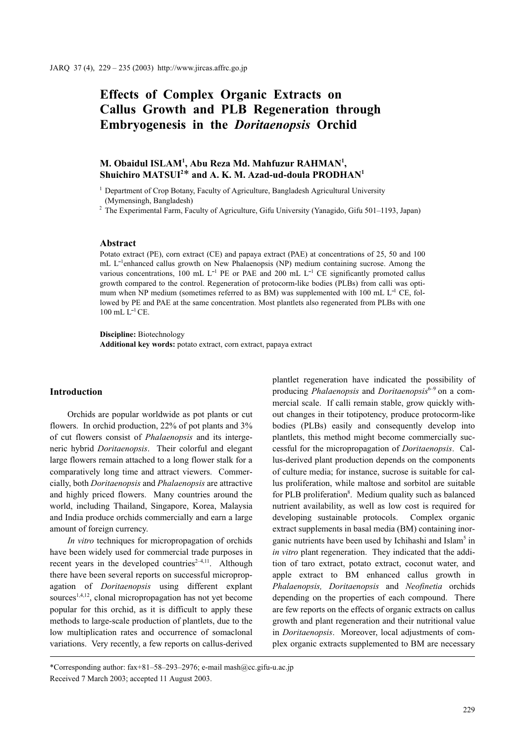# Effects of Complex Organic Extracts on Callus Growth and PLB Regeneration through Embryogenesis in the *Doritaenopsis* Orchid

**M. Obaidul ISLAM[1], Abu Reza Md. Mahfuzur RAHMAN[1], Shuichiro MATSUI[2]* and A. K. M. Azad-ud-doula PRODHAN[1]**

[1] Department of Crop Botany, Faculty of Agriculture, Bangladesh Agricultural University (Mymensingh, Bangladesh)

[2] The Experimental Farm, Faculty of Agriculture, Gifu University (Yanagido, Gifu 501–1193, Japan)

## Abstract

Potato extract (PE), corn extract (CE) and papaya extract (PAE) at concentrations of 25, 50 and 100 mL $L^{-1}$enhanced callus growth on New Phalaenopsis (NP) medium containing sucrose. Among the various concentrations, 100 mL $L^{-1}$ PE or PAE and 200 mL $L^{-1}$ CE significantly promoted callus growth compared to the control. Regeneration of protocorm-like bodies (PLBs) from calli was optimum when NP medium (sometimes referred to as BM) was supplemented with 100 mL $L^{-1}$ CE, followed by PE and PAE at the same concentration. Most plantlets also regenerated from PLBs with one 100 mL $L^{-1}$ CE.

**Discipline:** Biotechnology

**Additional key words:** potato extract, corn extract, papaya extract

## Introduction

Orchids are popular worldwide as pot plants or cut flowers. In orchid production, 22% of pot plants and 3% of cut flowers consist of *Phalaenopsis* and its intergeneric hybrid *Doritaenopsis*. Their colorful and elegant large flowers remain attached to a long flower stalk for a comparatively long time and attract viewers. Commercially, both *Doritaenopsis* and *Phalaenopsis* are attractive and highly priced flowers. Many countries around the world, including Thailand, Singapore, Korea, Malaysia and India produce orchids commercially and earn a large amount of foreign currency.

*In vitro* techniques for micropropagation of orchids have been widely used for commercial trade purposes in recent years in the developed countries[2–4,11]. Although there have been several reports on successful micropropagation of *Doritaenopsis* using different explant sources[1,4,12], clonal micropropagation has not yet become popular for this orchid, as it is difficult to apply these methods to large-scale production of plantlets, due to the low multiplication rates and occurrence of somaclonal variations. Very recently, a few reports on callus-derived plantlet regeneration have indicated the possibility of producing *Phalaenopsis* and *Doritaenopsis*[6–9] on a commercial scale. If calli remain stable, grow quickly without changes in their totipotency, produce protocorm-like bodies (PLBs) easily and consequently develop into plantlets, this method might become commercially successful for the micropropagation of *Doritaenopsis*. Callus-derived plant production depends on the components of culture media; for instance, sucrose is suitable for callus proliferation, while maltose and sorbitol are suitable for PLB proliferation[8]. Medium quality such as balanced nutrient availability, as well as low cost is required for developing sustainable protocols. Complex organic extract supplements in basal media (BM) containing inorganic nutrients have been used by Ichihashi and Islam[5] in *in vitro* plant regeneration. They indicated that the addition of taro extract, potato extract, coconut water, and apple extract to BM enhanced callus growth in *Phalaenopsis, Doritaenopsis* and *Neofinetia* orchids depending on the properties of each compound. There are few reports on the effects of organic extracts on callus growth and plant regeneration and their nutritional value in *Doritaenopsis*. Moreover, local adjustments of complex organic extracts supplemented to BM are necessary

*Corresponding author: fax+81–58–293–2976; e-mail mash@cc.gifu-u.ac.jp

Received 7 March 2003; accepted 11 August 2003.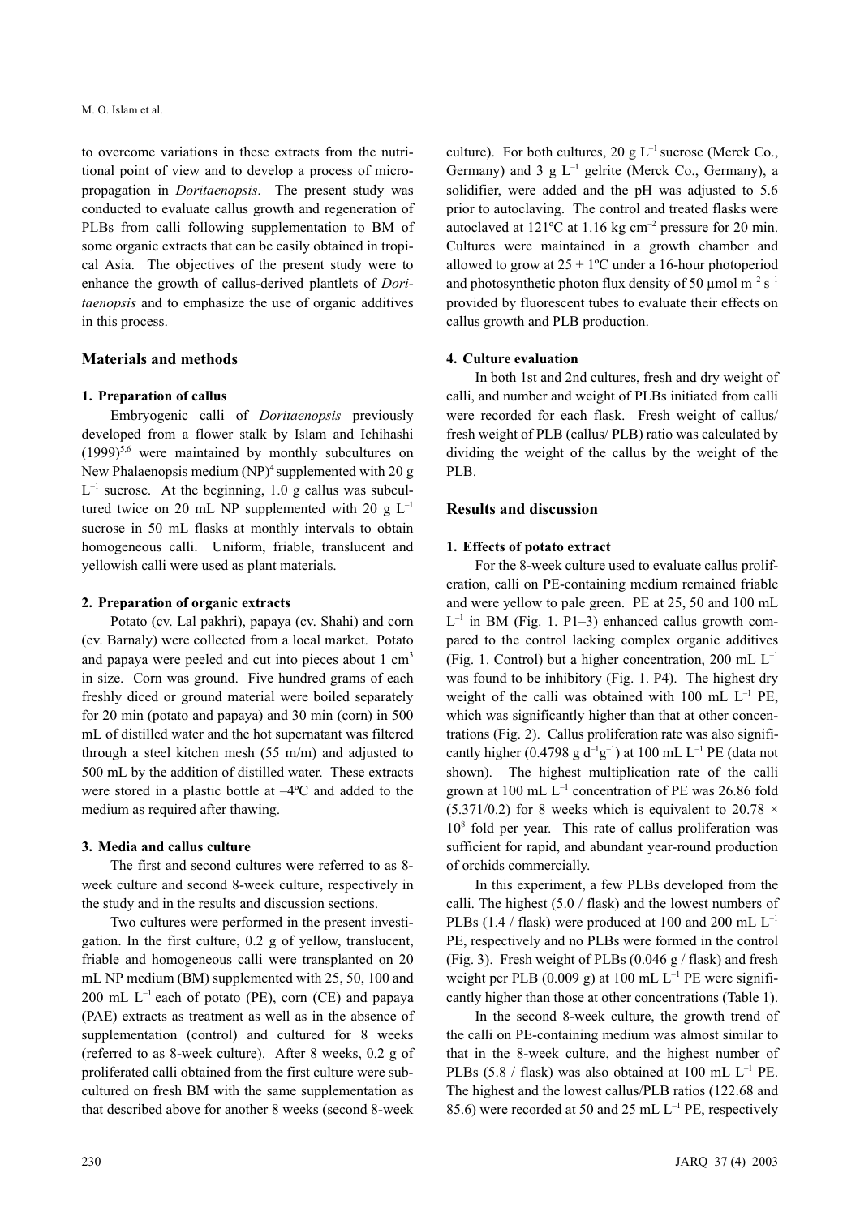to overcome variations in these extracts from the nutritional point of view and to develop a process of micropropagation in *Doritaenopsis*. The present study was conducted to evaluate callus growth and regeneration of PLBs from calli following supplementation to BM of some organic extracts that can be easily obtained in tropical Asia. The objectives of the present study were to enhance the growth of callus-derived plantlets of *Doritaenopsis* and to emphasize the use of organic additives in this process.

## Materials and methods

### 1. Preparation of callus

Embryogenic calli of *Doritaenopsis* previously developed from a flower stalk by Islam and Ichihashi (1999)[5,6] were maintained by monthly subcultures on New Phalaenopsis medium (NP)[4] supplemented with 20 g $L^{-1}$ sucrose. At the beginning, 1.0 g callus was subcultured twice on 20 mL NP supplemented with 20 g $L^{-1}$ sucrose in 50 mL flasks at monthly intervals to obtain homogeneous calli. Uniform, friable, translucent and yellowish calli were used as plant materials.

### 2. Preparation of organic extracts

Potato (cv. Lal pakhri), papaya (cv. Shahi) and corn (cv. Barnaly) were collected from a local market. Potato and papaya were peeled and cut into pieces about 1 $cm^3$ in size. Corn was ground. Five hundred grams of each freshly diced or ground material were boiled separately for 20 min (potato and papaya) and 30 min (corn) in 500 mL of distilled water and the hot supernatant was filtered through a steel kitchen mesh (55 m/m) and adjusted to 500 mL by the addition of distilled water. These extracts were stored in a plastic bottle at –4ºC and added to the medium as required after thawing.

### 3. Media and callus culture

The first and second cultures were referred to as 8-week culture and second 8-week culture, respectively in the study and in the results and discussion sections.

Two cultures were performed in the present investigation. In the first culture, 0.2 g of yellow, translucent, friable and homogeneous calli were transplanted on 20 mL NP medium (BM) supplemented with 25, 50, 100 and 200 mL $L^{-1}$ each of potato (PE), corn (CE) and papaya (PAE) extracts as treatment as well as in the absence of supplementation (control) and cultured for 8 weeks (referred to as 8-week culture). After 8 weeks, 0.2 g of proliferated calli obtained from the first culture were subcultured on fresh BM with the same supplementation as that described above for another 8 weeks (second 8-week culture). For both cultures, 20 g $L^{-1}$ sucrose (Merck Co., Germany) and 3 g $L^{-1}$ gelrite (Merck Co., Germany), a solidifier, were added and the pH was adjusted to 5.6 prior to autoclaving. The control and treated flasks were autoclaved at 121ºC at 1.16 kg $cm^{-2}$ pressure for 20 min. Cultures were maintained in a growth chamber and allowed to grow at 25 ± 1ºC under a 16-hour photoperiod and photosynthetic photon flux density of 50 μmol $m^{-2}$ $s^{-1}$ provided by fluorescent tubes to evaluate their effects on callus growth and PLB production.

### 4. Culture evaluation

In both 1st and 2nd cultures, fresh and dry weight of calli, and number and weight of PLBs initiated from calli were recorded for each flask. Fresh weight of callus/ fresh weight of PLB (callus/ PLB) ratio was calculated by dividing the weight of the callus by the weight of the PLB.

## Results and discussion

### 1. Effects of potato extract

For the 8-week culture used to evaluate callus proliferation, calli on PE-containing medium remained friable and were yellow to pale green. PE at 25, 50 and 100 mL $L^{-1}$ in BM (Fig. 1. P1–3) enhanced callus growth compared to the control lacking complex organic additives (Fig. 1. Control) but a higher concentration, 200 mL $L^{-1}$ was found to be inhibitory (Fig. 1. P4). The highest dry weight of the calli was obtained with 100 mL $L^{-1}$ PE, which was significantly higher than that at other concentrations (Fig. 2). Callus proliferation rate was also significantly higher (0.4798 g $d^{-1}g^{-1}$) at 100 mL $L^{-1}$ PE (data not shown). The highest multiplication rate of the calli grown at 100 mL $L^{-1}$ concentration of PE was 26.86 fold (5.371/0.2) for 8 weeks which is equivalent to 20.78 × $10^8$ fold per year. This rate of callus proliferation was sufficient for rapid, and abundant year-round production of orchids commercially.

In this experiment, a few PLBs developed from the calli. The highest (5.0 / flask) and the lowest numbers of PLBs (1.4 / flask) were produced at 100 and 200 mL $L^{-1}$ PE, respectively and no PLBs were formed in the control (Fig. 3). Fresh weight of PLBs (0.046 g / flask) and fresh weight per PLB (0.009 g) at 100 mL $L^{-1}$ PE were significantly higher than those at other concentrations (Table 1).

In the second 8-week culture, the growth trend of the calli on PE-containing medium was almost similar to that in the 8-week culture, and the highest number of PLBs (5.8 / flask) was also obtained at 100 mL $L^{-1}$ PE. The highest and the lowest callus/PLB ratios (122.68 and 85.6) were recorded at 50 and 25 mL $L^{-1}$ PE, respectively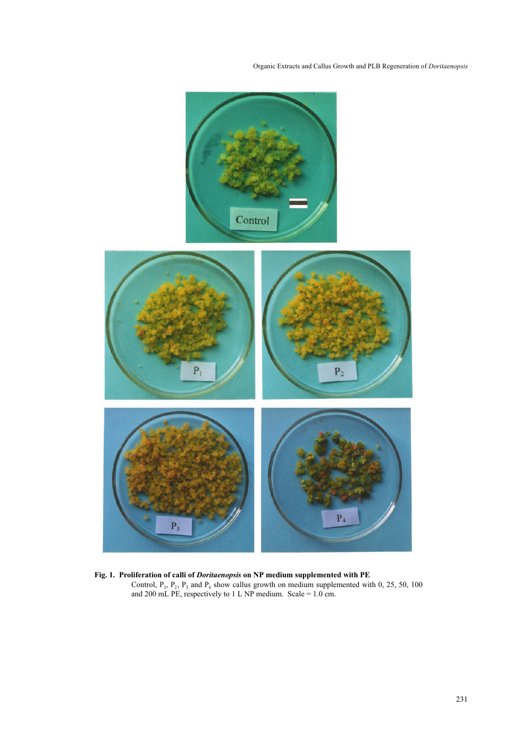**Fig. 1. Proliferation of calli of *Doritaenopsis* on NP medium supplemented with PE**

Control, $P_1$, $P_2$, $P_3$ and $P_4$ show callus growth on medium supplemented with 0, 25, 50, 100 and 200 mL PE, respectively to 1 L NP medium. Scale = 1.0 cm.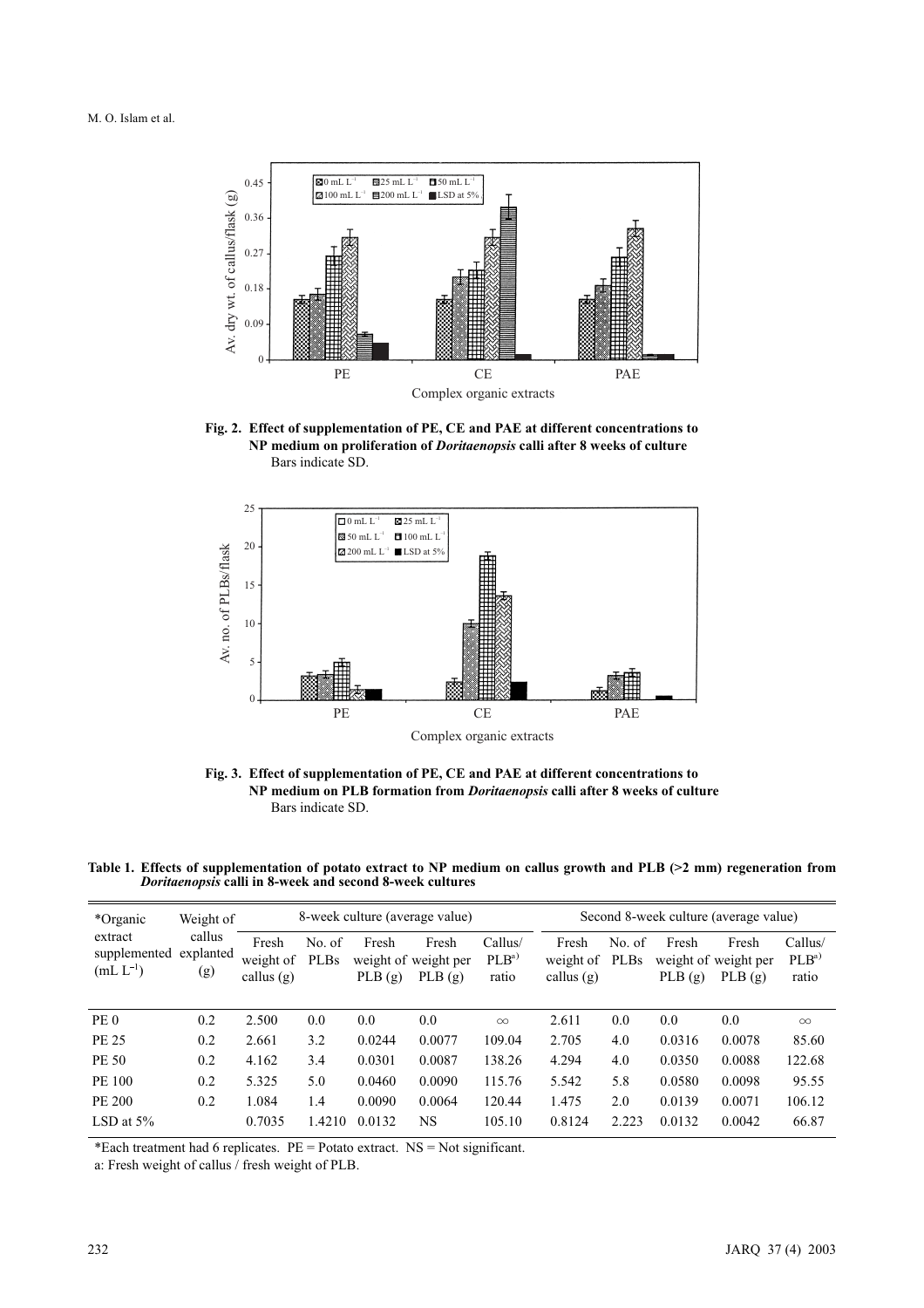**Fig. 2. Effect of supplementation of PE, CE and PAE at different concentrations to NP medium on proliferation of *Doritaenopsis* calli after 8 weeks of culture**
Bars indicate SD.

**Fig. 3. Effect of supplementation of PE, CE and PAE at different concentrations to NP medium on PLB formation from *Doritaenopsis* calli after 8 weeks of culture**
Bars indicate SD.

**Table 1. Effects of supplementation of potato extract to NP medium on callus growth and PLB (>2 mm) regeneration from *Doritaenopsis* calli in 8-week and second 8-week cultures**

| *Organic extract supplemented (mL $L^{-1}$) | Weight of callus explanted (g) | 8-week culture (average value) | | | | | Second 8-week culture (average value) | | | | |
|---|---|---|---|---|---|---|---|---|---|---|---|
| | | Fresh weight of callus (g) | No. of PLBs | Fresh weight of PLB (g) | Fresh weight per PLB (g) | Callus/ PLB[a] ratio | Fresh weight of callus (g) | No. of PLBs | Fresh weight of PLB (g) | Fresh weight per PLB (g) | Callus/ PLB[a] ratio |
| PE 0 | 0.2 | 2.500 | 0.0 | 0.0 | 0.0 | $\infty$ | 2.611 | 0.0 | 0.0 | 0.0 | $\infty$ |
| PE 25 | 0.2 | 2.661 | 3.2 | 0.0244 | 0.0077 | 109.04 | 2.705 | 4.0 | 0.0316 | 0.0078 | 85.60 |
| PE 50 | 0.2 | 4.162 | 3.4 | 0.0301 | 0.0087 | 138.26 | 4.294 | 4.0 | 0.0350 | 0.0088 | 122.68 |
| PE 100 | 0.2 | 5.325 | 5.0 | 0.0460 | 0.0090 | 115.76 | 5.542 | 5.8 | 0.0580 | 0.0098 | 95.55 |
| PE 200 | 0.2 | 1.084 | 1.4 | 0.0090 | 0.0064 | 120.44 | 1.475 | 2.0 | 0.0139 | 0.0071 | 106.12 |
| LSD at 5% | | 0.7035 | 1.4210 | 0.0132 | NS | 105.10 | 0.8124 | 2.223 | 0.0132 | 0.0042 | 66.87 |

*Each treatment had 6 replicates. PE = Potato extract. NS = Not significant.

a: Fresh weight of callus / fresh weight of PLB.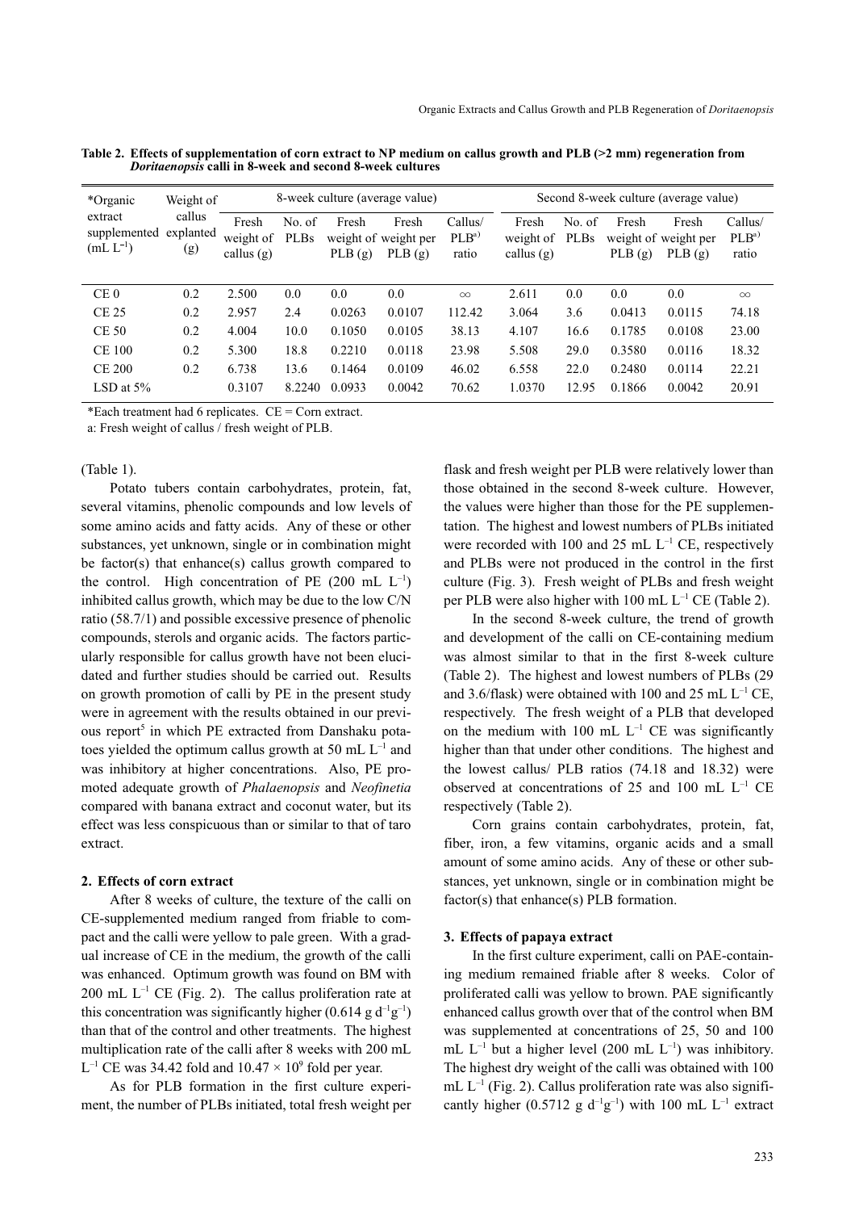**Table 2. Effects of supplementation of corn extract to NP medium on callus growth and PLB (>2 mm) regeneration from *Doritaenopsis* calli in 8-week and second 8-week cultures**

| *Organic extract supplemented ($mL\ L^{-1}$) | Weight of callus explanted (g) | 8-week culture (average value) | | | | | Second 8-week culture (average value) | | | | |
|---|---|---|---|---|---|---|---|---|---|---|---|
| | | Fresh weight of callus (g) | No. of PLBs | Fresh weight of PLB (g) | Fresh weight per PLB (g) | Callus/ PLB[a] ratio | Fresh weight of callus (g) | No. of PLBs | Fresh weight of PLB (g) | Fresh weight per PLB (g) | Callus/ PLB[a] ratio |
| CE 0 | 0.2 | 2.500 | 0.0 | 0.0 | 0.0 | ∞ | 2.611 | 0.0 | 0.0 | 0.0 | ∞ |
| CE 25 | 0.2 | 2.957 | 2.4 | 0.0263 | 0.0107 | 112.42 | 3.064 | 3.6 | 0.0413 | 0.0115 | 74.18 |
| CE 50 | 0.2 | 4.004 | 10.0 | 0.1050 | 0.0105 | 38.13 | 4.107 | 16.6 | 0.1785 | 0.0108 | 23.00 |
| CE 100 | 0.2 | 5.300 | 18.8 | 0.2210 | 0.0118 | 23.98 | 5.508 | 29.0 | 0.3580 | 0.0116 | 18.32 |
| CE 200 | 0.2 | 6.738 | 13.6 | 0.1464 | 0.0109 | 46.02 | 6.558 | 22.0 | 0.2480 | 0.0114 | 22.21 |
| LSD at 5% | | 0.3107 | 8.2240 | 0.0933 | 0.0042 | 70.62 | 1.0370 | 12.95 | 0.1866 | 0.0042 | 20.91 |

*Each treatment had 6 replicates. CE = Corn extract.

a: Fresh weight of callus / fresh weight of PLB.

(Table 1).

Potato tubers contain carbohydrates, protein, fat, several vitamins, phenolic compounds and low levels of some amino acids and fatty acids. Any of these or other substances, yet unknown, single or in combination might be factor(s) that enhance(s) callus growth compared to the control. High concentration of PE (200 $mL\ L^{-1}$) inhibited callus growth, which may be due to the low C/N ratio (58.7/1) and possible excessive presence of phenolic compounds, sterols and organic acids. The factors particularly responsible for callus growth have not been elucidated and further studies should be carried out. Results on growth promotion of calli by PE in the present study were in agreement with the results obtained in our previous report[5] in which PE extracted from Danshaku potatoes yielded the optimum callus growth at 50 $mL\ L^{-1}$ and was inhibitory at higher concentrations. Also, PE promoted adequate growth of *Phalaenopsis* and *Neofinetia* compared with banana extract and coconut water, but its effect was less conspicuous than or similar to that of taro extract.

### 2. Effects of corn extract

After 8 weeks of culture, the texture of the calli on CE-supplemented medium ranged from friable to compact and the calli were yellow to pale green. With a gradual increase of CE in the medium, the growth of the calli was enhanced. Optimum growth was found on BM with 200 $mL\ L^{-1}$ CE (Fig. 2). The callus proliferation rate at this concentration was significantly higher (0.614 $g\ d^{-1}g^{-1}$) than that of the control and other treatments. The highest multiplication rate of the calli after 8 weeks with 200 $mL\ L^{-1}$ CE was 34.42 fold and $10.47 \times 10^9$ fold per year.

As for PLB formation in the first culture experiment, the number of PLBs initiated, total fresh weight per flask and fresh weight per PLB were relatively lower than those obtained in the second 8-week culture. However, the values were higher than those for the PE supplementation. The highest and lowest numbers of PLBs initiated were recorded with 100 and 25 $mL\ L^{-1}$ CE, respectively and PLBs were not produced in the control in the first culture (Fig. 3). Fresh weight of PLBs and fresh weight per PLB were also higher with 100 $mL\ L^{-1}$ CE (Table 2).

In the second 8-week culture, the trend of growth and development of the calli on CE-containing medium was almost similar to that in the first 8-week culture (Table 2). The highest and lowest numbers of PLBs (29 and 3.6/flask) were obtained with 100 and 25 $mL\ L^{-1}$ CE, respectively. The fresh weight of a PLB that developed on the medium with 100 $mL\ L^{-1}$ CE was significantly higher than that under other conditions. The highest and the lowest callus/ PLB ratios (74.18 and 18.32) were observed at concentrations of 25 and 100 $mL\ L^{-1}$ CE respectively (Table 2).

Corn grains contain carbohydrates, protein, fat, fiber, iron, a few vitamins, organic acids and a small amount of some amino acids. Any of these or other substances, yet unknown, single or in combination might be factor(s) that enhance(s) PLB formation.

### 3. Effects of papaya extract

In the first culture experiment, calli on PAE-containing medium remained friable after 8 weeks. Color of proliferated calli was yellow to brown. PAE significantly enhanced callus growth over that of the control when BM was supplemented at concentrations of 25, 50 and 100 $mL\ L^{-1}$ but a higher level (200 $mL\ L^{-1}$) was inhibitory. The highest dry weight of the calli was obtained with 100 $mL\ L^{-1}$ (Fig. 2). Callus proliferation rate was also significantly higher (0.5712 $g\ d^{-1}g^{-1}$) with 100 $mL\ L^{-1}$ extract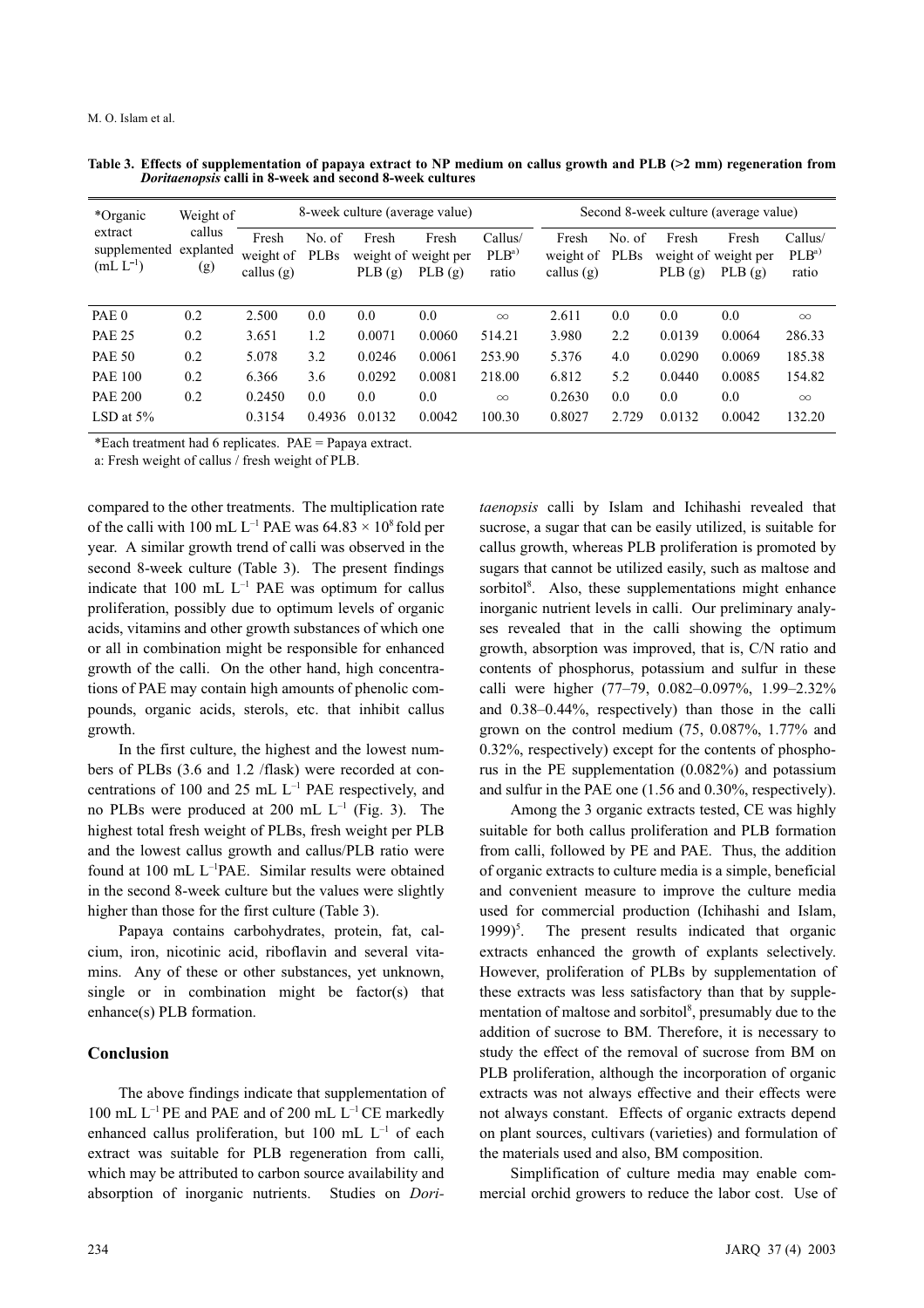**Table 3. Effects of supplementation of papaya extract to NP medium on callus growth and PLB (>2 mm) regeneration from *Doritaenopsis* calli in 8-week and second 8-week cultures**

| *Organic extract supplemented ($mL\ L^{-1}$) | Weight of callus explanted (g) | 8-week culture (average value) | | | | | Second 8-week culture (average value) | | | | |
|---|---|---|---|---|---|---|---|---|---|---|---|
| | | Fresh weight of callus (g) | No. of PLBs | Fresh weight of PLB (g) | Fresh weight per PLB (g) | Callus/ PLB[a)] ratio | Fresh weight of callus (g) | No. of PLBs | Fresh weight of PLB (g) | Fresh weight per PLB (g) | Callus/ PLB[a)] ratio |
| PAE 0 | 0.2 | 2.500 | 0.0 | 0.0 | 0.0 | ∞ | 2.611 | 0.0 | 0.0 | 0.0 | ∞ |
| PAE 25 | 0.2 | 3.651 | 1.2 | 0.0071 | 0.0060 | 514.21 | 3.980 | 2.2 | 0.0139 | 0.0064 | 286.33 |
| PAE 50 | 0.2 | 5.078 | 3.2 | 0.0246 | 0.0061 | 253.90 | 5.376 | 4.0 | 0.0290 | 0.0069 | 185.38 |
| PAE 100 | 0.2 | 6.366 | 3.6 | 0.0292 | 0.0081 | 218.00 | 6.812 | 5.2 | 0.0440 | 0.0085 | 154.82 |
| PAE 200 | 0.2 | 0.2450 | 0.0 | 0.0 | 0.0 | ∞ | 0.2630 | 0.0 | 0.0 | 0.0 | ∞ |
| LSD at 5% | | 0.3154 | 0.4936 | 0.0132 | 0.0042 | 100.30 | 0.8027 | 2.729 | 0.0132 | 0.0042 | 132.20 |

*Each treatment had 6 replicates. PAE = Papaya extract.

a: Fresh weight of callus / fresh weight of PLB.

compared to the other treatments. The multiplication rate of the calli with 100 $mL\ L^{-1}$ PAE was $64.83 \times 10^8$ fold per year. A similar growth trend of calli was observed in the second 8-week culture (Table 3). The present findings indicate that 100 $mL\ L^{-1}$ PAE was optimum for callus proliferation, possibly due to optimum levels of organic acids, vitamins and other growth substances of which one or all in combination might be responsible for enhanced growth of the calli. On the other hand, high concentrations of PAE may contain high amounts of phenolic compounds, organic acids, sterols, etc. that inhibit callus growth.

In the first culture, the highest and the lowest numbers of PLBs (3.6 and 1.2 /flask) were recorded at concentrations of 100 and 25 $mL\ L^{-1}$ PAE respectively, and no PLBs were produced at 200 $mL\ L^{-1}$ (Fig. 3). The highest total fresh weight of PLBs, fresh weight per PLB and the lowest callus growth and callus/PLB ratio were found at 100 $mL\ L^{-1}$PAE. Similar results were obtained in the second 8-week culture but the values were slightly higher than those for the first culture (Table 3).

Papaya contains carbohydrates, protein, fat, calcium, iron, nicotinic acid, riboflavin and several vitamins. Any of these or other substances, yet unknown, single or in combination might be factor(s) that enhance(s) PLB formation.

## Conclusion

The above findings indicate that supplementation of 100 $mL\ L^{-1}$ PE and PAE and of 200 $mL\ L^{-1}$ CE markedly enhanced callus proliferation, but 100 $mL\ L^{-1}$ of each extract was suitable for PLB regeneration from calli, which may be attributed to carbon source availability and absorption of inorganic nutrients. Studies on *Doritaenopsis* calli by Islam and Ichihashi revealed that sucrose, a sugar that can be easily utilized, is suitable for callus growth, whereas PLB proliferation is promoted by sugars that cannot be utilized easily, such as maltose and sorbitol[8]. Also, these supplementations might enhance inorganic nutrient levels in calli. Our preliminary analyses revealed that in the calli showing the optimum growth, absorption was improved, that is, C/N ratio and contents of phosphorus, potassium and sulfur in these calli were higher (77–79, 0.082–0.097%, 1.99–2.32% and 0.38–0.44%, respectively) than those in the calli grown on the control medium (75, 0.087%, 1.77% and 0.32%, respectively) except for the contents of phosphorus in the PE supplementation (0.082%) and potassium and sulfur in the PAE one (1.56 and 0.30%, respectively).

Among the 3 organic extracts tested, CE was highly suitable for both callus proliferation and PLB formation from calli, followed by PE and PAE. Thus, the addition of organic extracts to culture media is a simple, beneficial and convenient measure to improve the culture media used for commercial production (Ichihashi and Islam, 1999)[5]. The present results indicated that organic extracts enhanced the growth of explants selectively. However, proliferation of PLBs by supplementation of these extracts was less satisfactory than that by supplementation of maltose and sorbitol[8], presumably due to the addition of sucrose to BM. Therefore, it is necessary to study the effect of the removal of sucrose from BM on PLB proliferation, although the incorporation of organic extracts was not always effective and their effects were not always constant. Effects of organic extracts depend on plant sources, cultivars (varieties) and formulation of the materials used and also, BM composition.

Simplification of culture media may enable commercial orchid growers to reduce the labor cost. Use of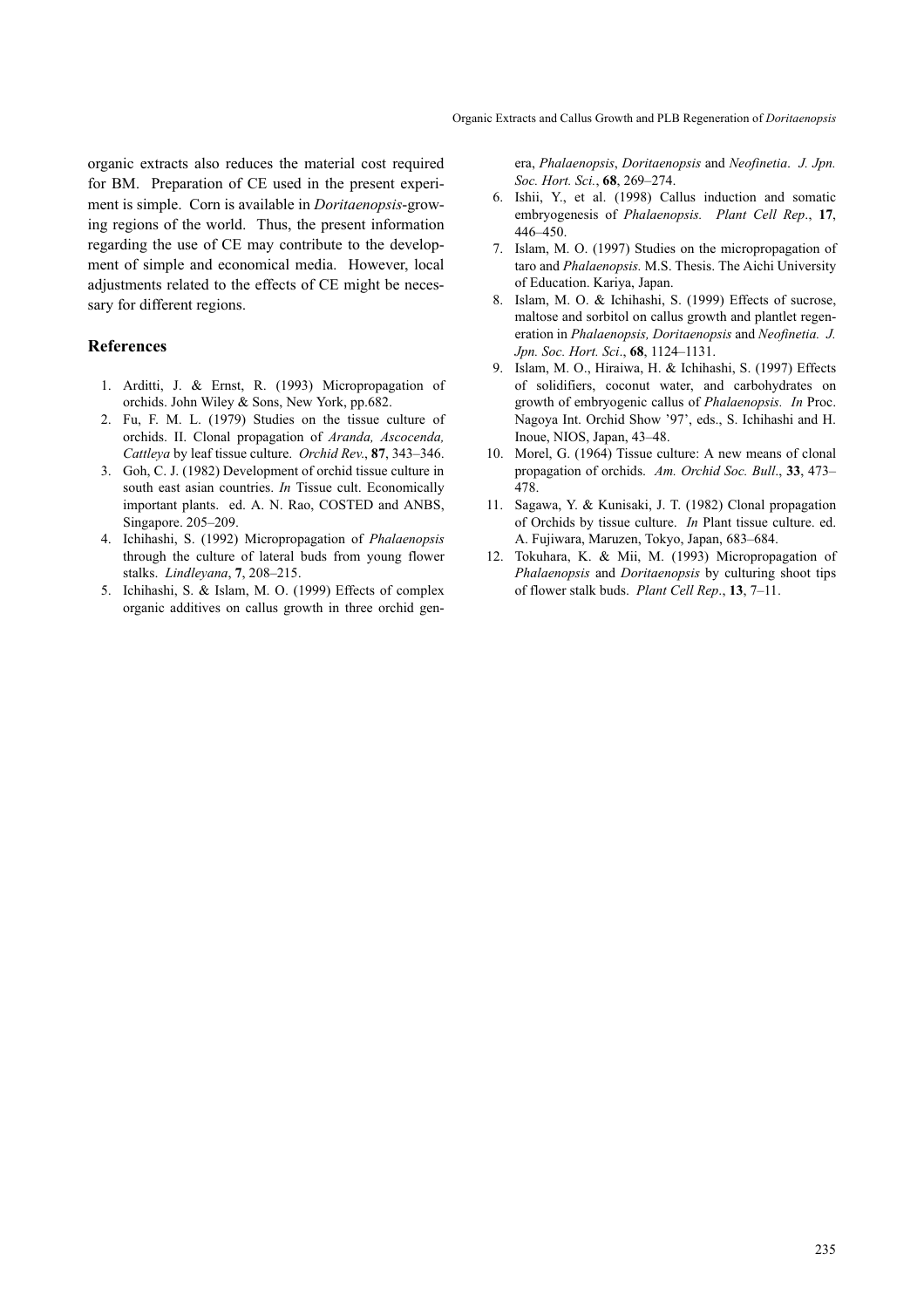organic extracts also reduces the material cost required for BM. Preparation of CE used in the present experiment is simple. Corn is available in *Doritaenopsis*-growing regions of the world. Thus, the present information regarding the use of CE may contribute to the development of simple and economical media. However, local adjustments related to the effects of CE might be necessary for different regions.

## References

1. Arditti, J. & Ernst, R. (1993) Micropropagation of orchids. John Wiley & Sons, New York, pp.682.
2. Fu, F. M. L. (1979) Studies on the tissue culture of orchids. II. Clonal propagation of *Aranda, Ascocenda, Cattleya* by leaf tissue culture. *Orchid Rev.*, **87**, 343–346.
3. Goh, C. J. (1982) Development of orchid tissue culture in south east asian countries. *In* Tissue cult. Economically important plants. ed. A. N. Rao, COSTED and ANBS, Singapore. 205–209.
4. Ichihashi, S. (1992) Micropropagation of *Phalaenopsis* through the culture of lateral buds from young flower stalks. *Lindleyana*, **7**, 208–215.
5. Ichihashi, S. & Islam, M. O. (1999) Effects of complex organic additives on callus growth in three orchid genera, *Phalaenopsis*, *Doritaenopsis* and *Neofinetia*. *J. Jpn. Soc. Hort. Sci.*, **68**, 269–274.
6. Ishii, Y., et al. (1998) Callus induction and somatic embryogenesis of *Phalaenopsis. Plant Cell Rep.*, **17**, 446–450.
7. Islam, M. O. (1997) Studies on the micropropagation of taro and *Phalaenopsis.* M.S. Thesis. The Aichi University of Education. Kariya, Japan.
8. Islam, M. O. & Ichihashi, S. (1999) Effects of sucrose, maltose and sorbitol on callus growth and plantlet regeneration in *Phalaenopsis, Doritaenopsis* and *Neofinetia. J. Jpn. Soc. Hort. Sci*., **68**, 1124–1131.
9. Islam, M. O., Hiraiwa, H. & Ichihashi, S. (1997) Effects of solidifiers, coconut water, and carbohydrates on growth of embryogenic callus of *Phalaenopsis. In* Proc. Nagoya Int. Orchid Show '97', eds., S. Ichihashi and H. Inoue, NIOS, Japan, 43–48.
10. Morel, G. (1964) Tissue culture: A new means of clonal propagation of orchids. *Am. Orchid Soc. Bull.*, **33**, 473–478.
11. Sagawa, Y. & Kunisaki, J. T. (1982) Clonal propagation of Orchids by tissue culture. *In* Plant tissue culture. ed. A. Fujiwara, Maruzen, Tokyo, Japan, 683–684.
12. Tokuhara, K. & Mii, M. (1993) Micropropagation of *Phalaenopsis* and *Doritaenopsis* by culturing shoot tips of flower stalk buds. *Plant Cell Rep*., **13**, 7–11.